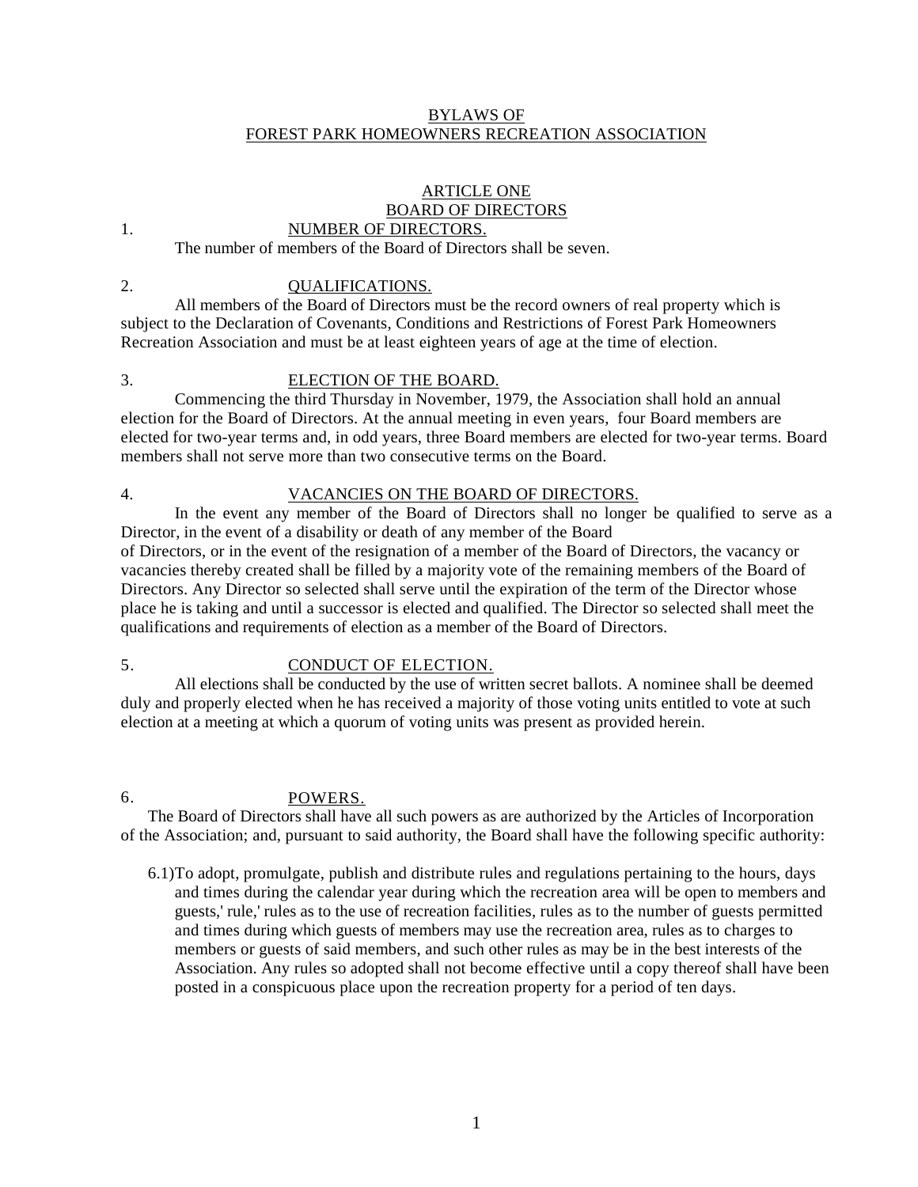# BYLAWS OF FOREST PARK HOMEOWNERS RECREATION ASSOCIATION

## ARTICLE ONE
## BOARD OF DIRECTORS

### 1. NUMBER OF DIRECTORS.

The number of members of the Board of Directors shall be seven.

### 2. QUALIFICATIONS.

All members of the Board of Directors must be the record owners of real property which is subject to the Declaration of Covenants, Conditions and Restrictions of Forest Park Homeowners Recreation Association and must be at least eighteen years of age at the time of election.

### 3. ELECTION OF THE BOARD.

Commencing the third Thursday in November, 1979, the Association shall hold an annual election for the Board of Directors. At the annual meeting in even years, four Board members are elected for two-year terms and, in odd years, three Board members are elected for two-year terms. Board members shall not serve more than two consecutive terms on the Board.

### 4. VACANCIES ON THE BOARD OF DIRECTORS.

In the event any member of the Board of Directors shall no longer be qualified to serve as a Director, in the event of a disability or death of any member of the Board of Directors, or in the event of the resignation of a member of the Board of Directors, the vacancy or vacancies thereby created shall be filled by a majority vote of the remaining members of the Board of Directors. Any Director so selected shall serve until the expiration of the term of the Director whose place he is taking and until a successor is elected and qualified. The Director so selected shall meet the qualifications and requirements of election as a member of the Board of Directors.

### 5. CONDUCT OF ELECTION.

All elections shall be conducted by the use of written secret ballots. A nominee shall be deemed duly and properly elected when he has received a majority of those voting units entitled to vote at such election at a meeting at which a quorum of voting units was present as provided herein.

### 6. POWERS.

The Board of Directors shall have all such powers as are authorized by the Articles of Incorporation of the Association; and, pursuant to said authority, the Board shall have the following specific authority:

6.1) To adopt, promulgate, publish and distribute rules and regulations pertaining to the hours, days and times during the calendar year during which the recreation area will be open to members and guests,' rule,' rules as to the use of recreation facilities, rules as to the number of guests permitted and times during which guests of members may use the recreation area, rules as to charges to members or guests of said members, and such other rules as may be in the best interests of the Association. Any rules so adopted shall not become effective until a copy thereof shall have been posted in a conspicuous place upon the recreation property for a period of ten days.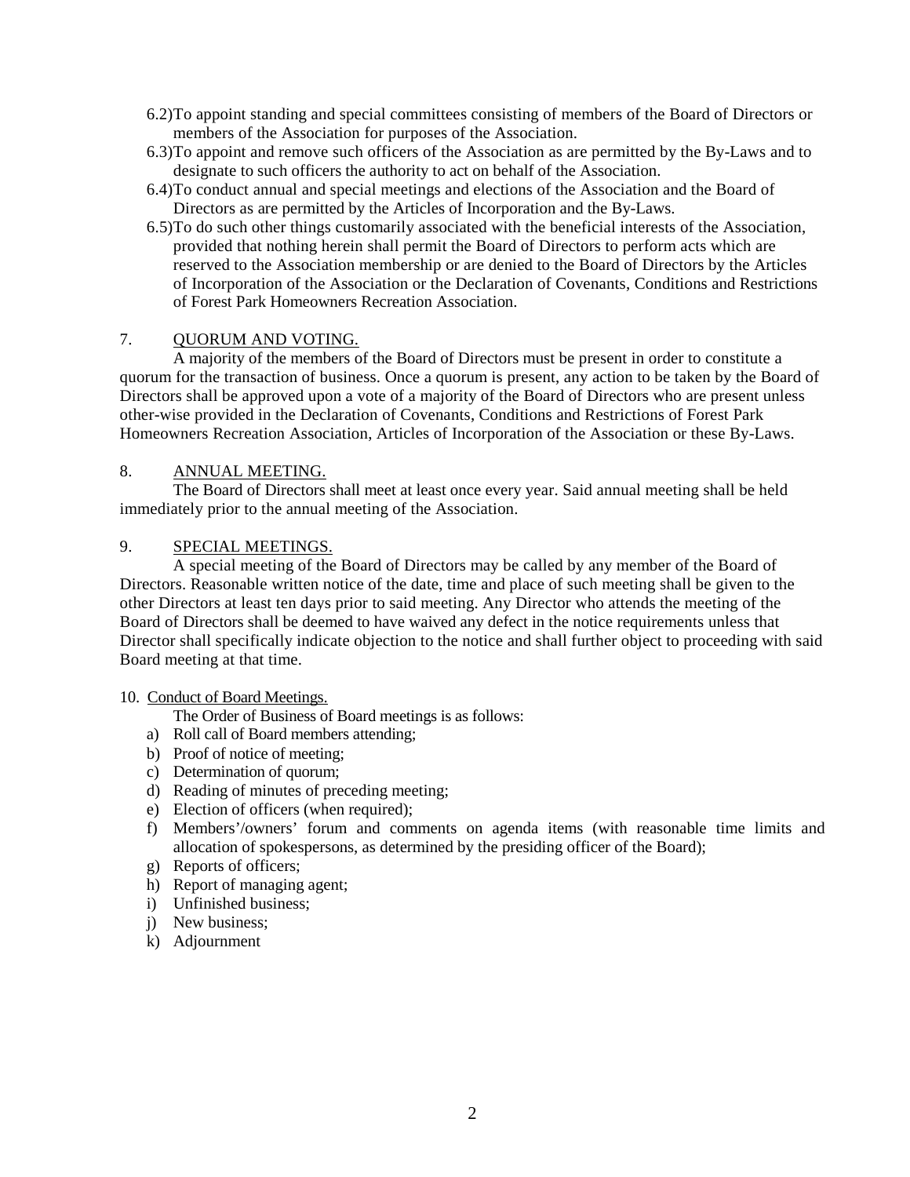6.2) To appoint standing and special committees consisting of members of the Board of Directors or members of the Association for purposes of the Association.

6.3) To appoint and remove such officers of the Association as are permitted by the By-Laws and to designate to such officers the authority to act on behalf of the Association.

6.4) To conduct annual and special meetings and elections of the Association and the Board of Directors as are permitted by the Articles of Incorporation and the By-Laws.

6.5) To do such other things customarily associated with the beneficial interests of the Association, provided that nothing herein shall permit the Board of Directors to perform acts which are reserved to the Association membership or are denied to the Board of Directors by the Articles of Incorporation of the Association or the Declaration of Covenants, Conditions and Restrictions of Forest Park Homeowners Recreation Association.

7. <u>QUORUM AND VOTING.</u>

A majority of the members of the Board of Directors must be present in order to constitute a quorum for the transaction of business. Once a quorum is present, any action to be taken by the Board of Directors shall be approved upon a vote of a majority of the Board of Directors who are present unless other-wise provided in the Declaration of Covenants, Conditions and Restrictions of Forest Park Homeowners Recreation Association, Articles of Incorporation of the Association or these By-Laws.

8. <u>ANNUAL MEETING.</u>

The Board of Directors shall meet at least once every year. Said annual meeting shall be held immediately prior to the annual meeting of the Association.

9. <u>SPECIAL MEETINGS.</u>

A special meeting of the Board of Directors may be called by any member of the Board of Directors. Reasonable written notice of the date, time and place of such meeting shall be given to the other Directors at least ten days prior to said meeting. Any Director who attends the meeting of the Board of Directors shall be deemed to have waived any defect in the notice requirements unless that Director shall specifically indicate objection to the notice and shall further object to proceeding with said Board meeting at that time.

10. <u>Conduct of Board Meetings.</u>

The Order of Business of Board meetings is as follows:

a) Roll call of Board members attending;
b) Proof of notice of meeting;
c) Determination of quorum;
d) Reading of minutes of preceding meeting;
e) Election of officers (when required);
f) Members'/owners' forum and comments on agenda items (with reasonable time limits and allocation of spokespersons, as determined by the presiding officer of the Board);
g) Reports of officers;
h) Report of managing agent;
i) Unfinished business;
j) New business;
k) Adjournment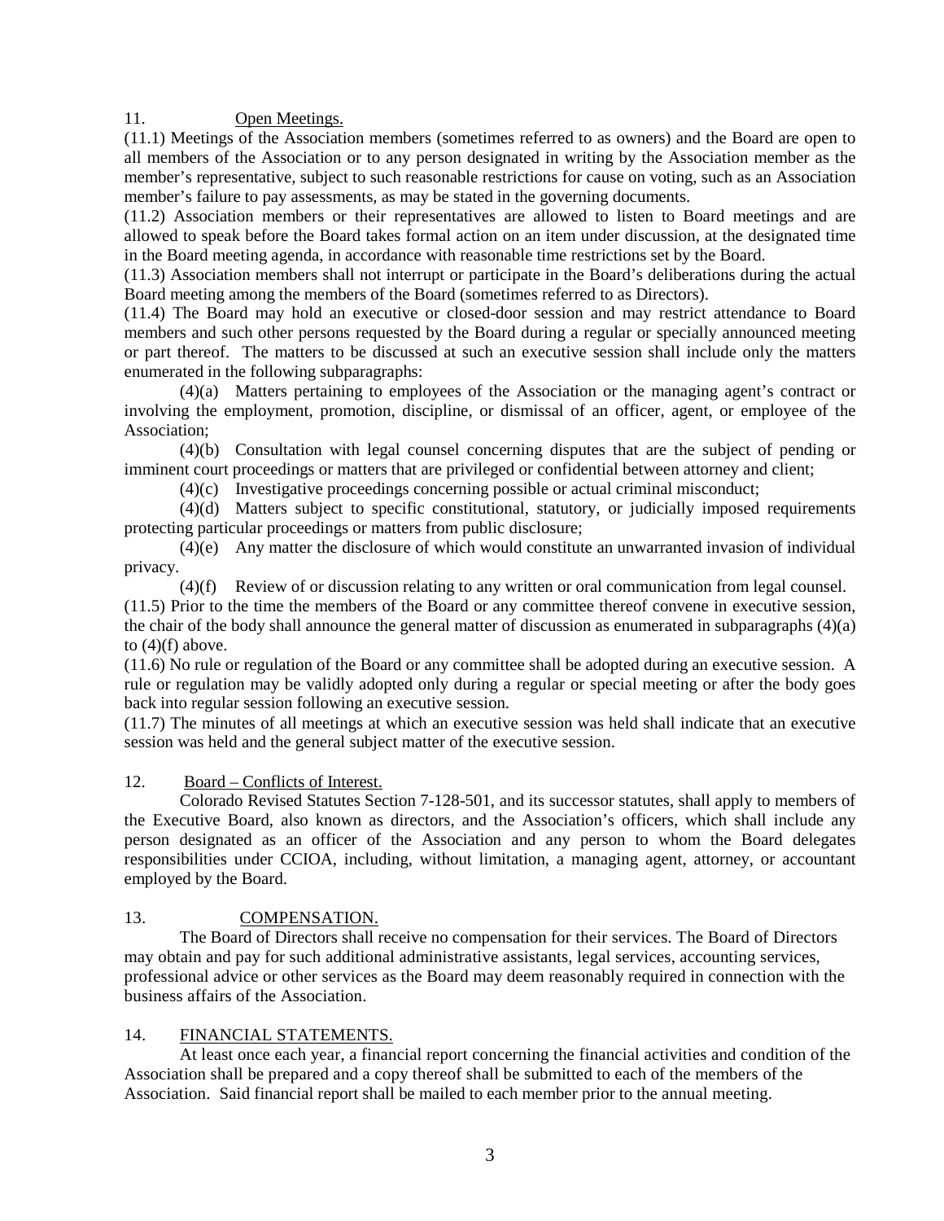11. Open Meetings.

(11.1) Meetings of the Association members (sometimes referred to as owners) and the Board are open to all members of the Association or to any person designated in writing by the Association member as the member's representative, subject to such reasonable restrictions for cause on voting, such as an Association member's failure to pay assessments, as may be stated in the governing documents.

(11.2) Association members or their representatives are allowed to listen to Board meetings and are allowed to speak before the Board takes formal action on an item under discussion, at the designated time in the Board meeting agenda, in accordance with reasonable time restrictions set by the Board.

(11.3) Association members shall not interrupt or participate in the Board's deliberations during the actual Board meeting among the members of the Board (sometimes referred to as Directors).

(11.4) The Board may hold an executive or closed-door session and may restrict attendance to Board members and such other persons requested by the Board during a regular or specially announced meeting or part thereof. The matters to be discussed at such an executive session shall include only the matters enumerated in the following subparagraphs:

(4)(a) Matters pertaining to employees of the Association or the managing agent's contract or involving the employment, promotion, discipline, or dismissal of an officer, agent, or employee of the Association;

(4)(b) Consultation with legal counsel concerning disputes that are the subject of pending or imminent court proceedings or matters that are privileged or confidential between attorney and client;

(4)(c) Investigative proceedings concerning possible or actual criminal misconduct;

(4)(d) Matters subject to specific constitutional, statutory, or judicially imposed requirements protecting particular proceedings or matters from public disclosure;

(4)(e) Any matter the disclosure of which would constitute an unwarranted invasion of individual privacy.

(4)(f) Review of or discussion relating to any written or oral communication from legal counsel.

(11.5) Prior to the time the members of the Board or any committee thereof convene in executive session, the chair of the body shall announce the general matter of discussion as enumerated in subparagraphs (4)(a) to (4)(f) above.

(11.6) No rule or regulation of the Board or any committee shall be adopted during an executive session. A rule or regulation may be validly adopted only during a regular or special meeting or after the body goes back into regular session following an executive session.

(11.7) The minutes of all meetings at which an executive session was held shall indicate that an executive session was held and the general subject matter of the executive session.

12. Board – Conflicts of Interest.

Colorado Revised Statutes Section 7-128-501, and its successor statutes, shall apply to members of the Executive Board, also known as directors, and the Association's officers, which shall include any person designated as an officer of the Association and any person to whom the Board delegates responsibilities under CCIOA, including, without limitation, a managing agent, attorney, or accountant employed by the Board.

13. COMPENSATION.

The Board of Directors shall receive no compensation for their services. The Board of Directors may obtain and pay for such additional administrative assistants, legal services, accounting services, professional advice or other services as the Board may deem reasonably required in connection with the business affairs of the Association.

14. FINANCIAL STATEMENTS.

At least once each year, a financial report concerning the financial activities and condition of the Association shall be prepared and a copy thereof shall be submitted to each of the members of the Association. Said financial report shall be mailed to each member prior to the annual meeting.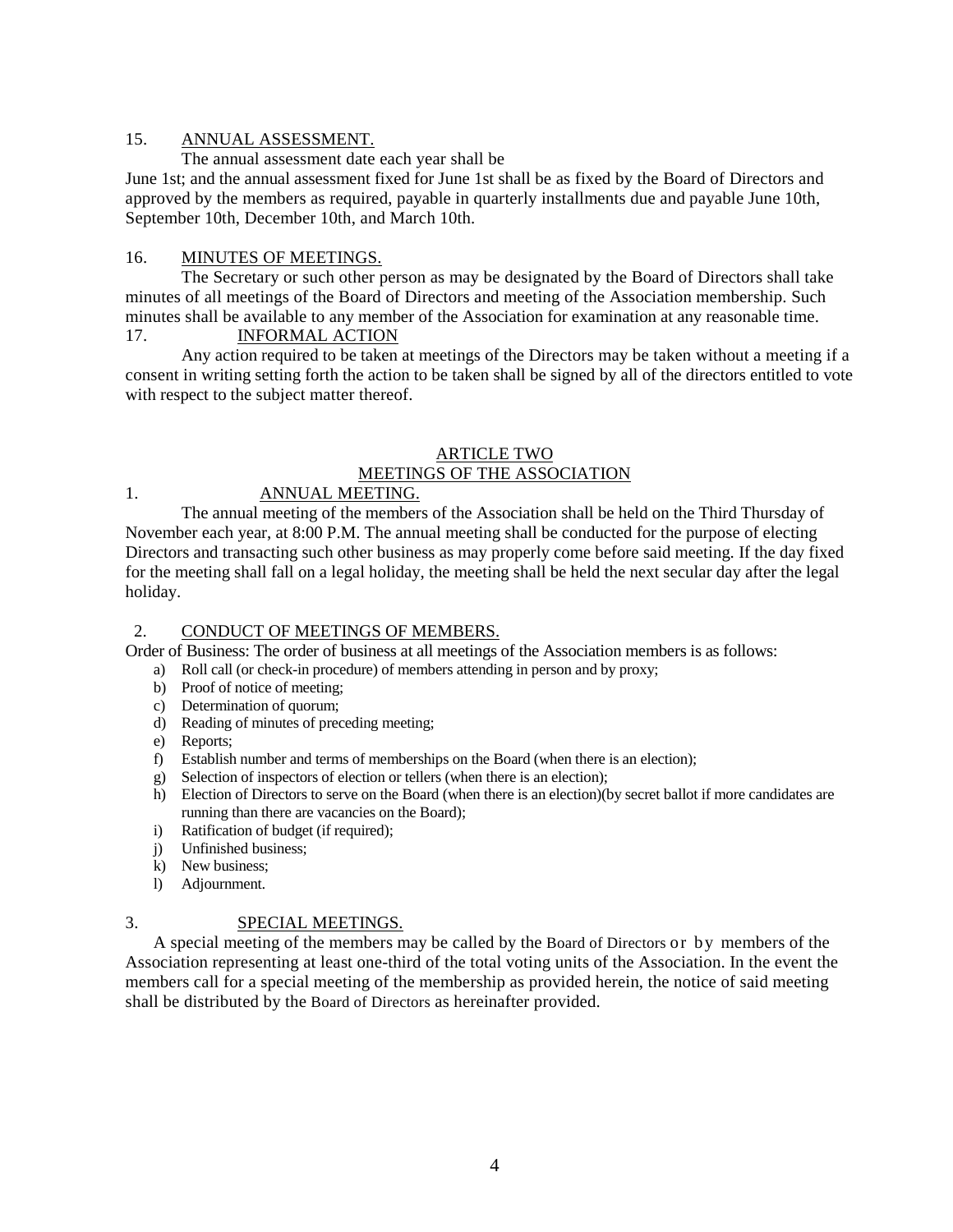15. ANNUAL ASSESSMENT.

The annual assessment date each year shall be June 1st; and the annual assessment fixed for June 1st shall be as fixed by the Board of Directors and approved by the members as required, payable in quarterly installments due and payable June 10th, September 10th, December 10th, and March 10th.

16. MINUTES OF MEETINGS.

The Secretary or such other person as may be designated by the Board of Directors shall take minutes of all meetings of the Board of Directors and meeting of the Association membership. Such minutes shall be available to any member of the Association for examination at any reasonable time.

17. INFORMAL ACTION

Any action required to be taken at meetings of the Directors may be taken without a meeting if a consent in writing setting forth the action to be taken shall be signed by all of the directors entitled to vote with respect to the subject matter thereof.

## ARTICLE TWO
## MEETINGS OF THE ASSOCIATION

1. ANNUAL MEETING.

The annual meeting of the members of the Association shall be held on the Third Thursday of November each year, at 8:00 P.M. The annual meeting shall be conducted for the purpose of electing Directors and transacting such other business as may properly come before said meeting. If the day fixed for the meeting shall fall on a legal holiday, the meeting shall be held the next secular day after the legal holiday.

2. CONDUCT OF MEETINGS OF MEMBERS.

Order of Business: The order of business at all meetings of the Association members is as follows:

a) Roll call (or check-in procedure) of members attending in person and by proxy;
b) Proof of notice of meeting;
c) Determination of quorum;
d) Reading of minutes of preceding meeting;
e) Reports;
f) Establish number and terms of memberships on the Board (when there is an election);
g) Selection of inspectors of election or tellers (when there is an election);
h) Election of Directors to serve on the Board (when there is an election)(by secret ballot if more candidates are running than there are vacancies on the Board);
i) Ratification of budget (if required);
j) Unfinished business;
k) New business;
l) Adjournment.

3. SPECIAL MEETINGS.

A special meeting of the members may be called by the Board of Directors or by members of the Association representing at least one-third of the total voting units of the Association. In the event the members call for a special meeting of the membership as provided herein, the notice of said meeting shall be distributed by the Board of Directors as hereinafter provided.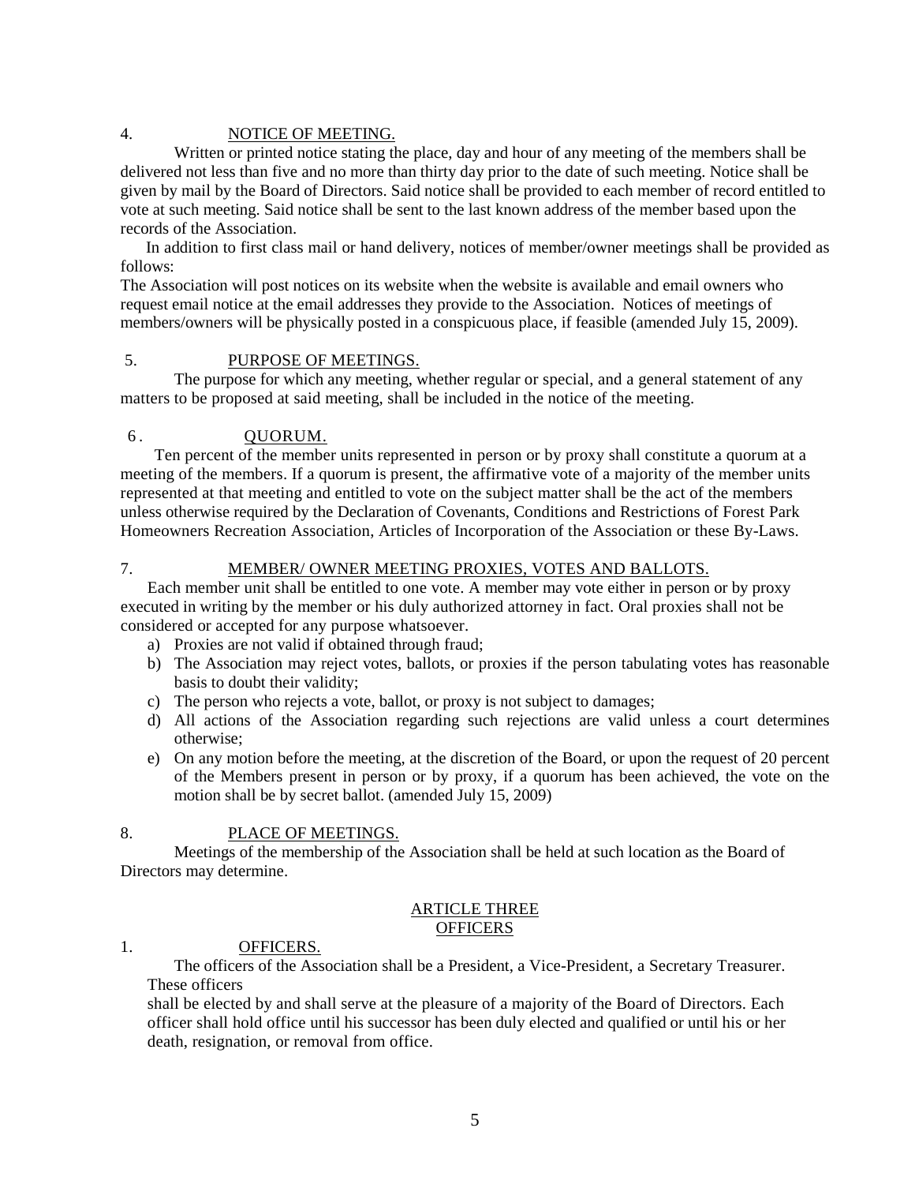4. NOTICE OF MEETING.

Written or printed notice stating the place, day and hour of any meeting of the members shall be delivered not less than five and no more than thirty day prior to the date of such meeting. Notice shall be given by mail by the Board of Directors. Said notice shall be provided to each member of record entitled to vote at such meeting. Said notice shall be sent to the last known address of the member based upon the records of the Association.

In addition to first class mail or hand delivery, notices of member/owner meetings shall be provided as follows:

The Association will post notices on its website when the website is available and email owners who request email notice at the email addresses they provide to the Association. Notices of meetings of members/owners will be physically posted in a conspicuous place, if feasible (amended July 15, 2009).

5. PURPOSE OF MEETINGS.

The purpose for which any meeting, whether regular or special, and a general statement of any matters to be proposed at said meeting, shall be included in the notice of the meeting.

6. QUORUM.

Ten percent of the member units represented in person or by proxy shall constitute a quorum at a meeting of the members. If a quorum is present, the affirmative vote of a majority of the member units represented at that meeting and entitled to vote on the subject matter shall be the act of the members unless otherwise required by the Declaration of Covenants, Conditions and Restrictions of Forest Park Homeowners Recreation Association, Articles of Incorporation of the Association or these By-Laws.

7. MEMBER/ OWNER MEETING PROXIES, VOTES AND BALLOTS.

Each member unit shall be entitled to one vote. A member may vote either in person or by proxy executed in writing by the member or his duly authorized attorney in fact. Oral proxies shall not be considered or accepted for any purpose whatsoever.

a) Proxies are not valid if obtained through fraud;
b) The Association may reject votes, ballots, or proxies if the person tabulating votes has reasonable basis to doubt their validity;
c) The person who rejects a vote, ballot, or proxy is not subject to damages;
d) All actions of the Association regarding such rejections are valid unless a court determines otherwise;
e) On any motion before the meeting, at the discretion of the Board, or upon the request of 20 percent of the Members present in person or by proxy, if a quorum has been achieved, the vote on the motion shall be by secret ballot. (amended July 15, 2009)

8. PLACE OF MEETINGS.

Meetings of the membership of the Association shall be held at such location as the Board of Directors may determine.

## ARTICLE THREE
## OFFICERS

1. OFFICERS.

The officers of the Association shall be a President, a Vice-President, a Secretary Treasurer. These officers shall be elected by and shall serve at the pleasure of a majority of the Board of Directors. Each officer shall hold office until his successor has been duly elected and qualified or until his or her death, resignation, or removal from office.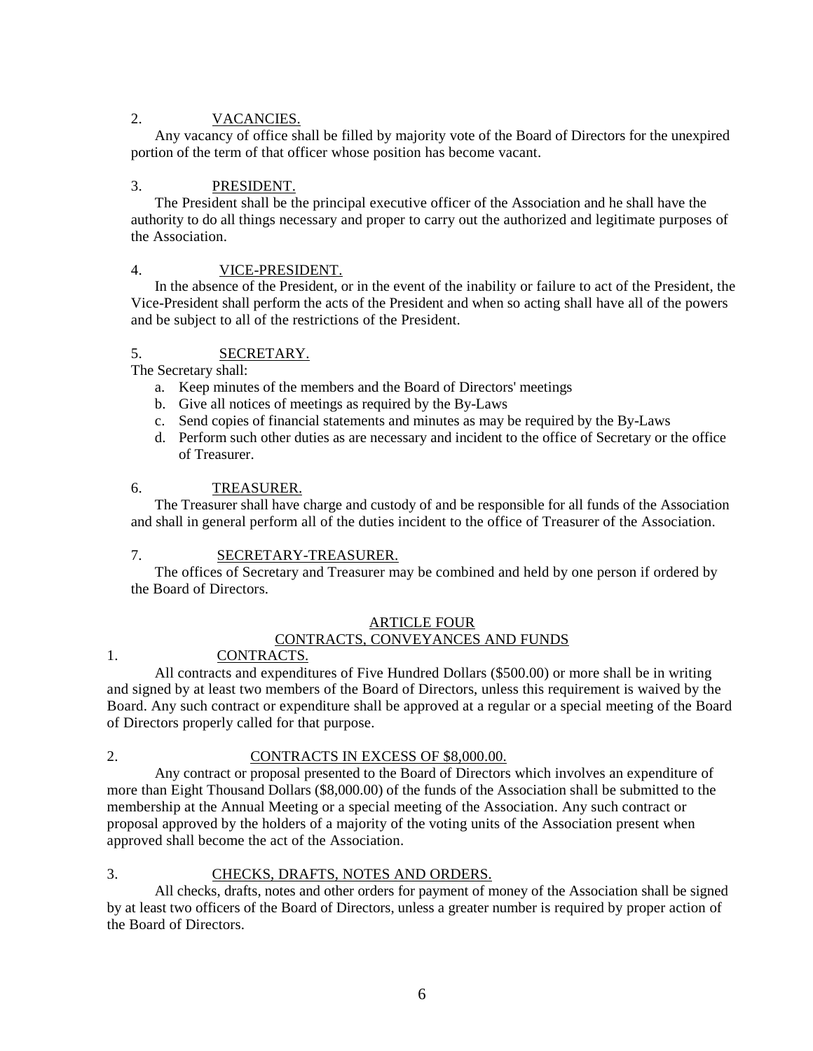2. VACANCIES.

Any vacancy of office shall be filled by majority vote of the Board of Directors for the unexpired portion of the term of that officer whose position has become vacant.

3. PRESIDENT.

The President shall be the principal executive officer of the Association and he shall have the authority to do all things necessary and proper to carry out the authorized and legitimate purposes of the Association.

4. VICE-PRESIDENT.

In the absence of the President, or in the event of the inability or failure to act of the President, the Vice-President shall perform the acts of the President and when so acting shall have all of the powers and be subject to all of the restrictions of the President.

5. SECRETARY.

The Secretary shall:

a. Keep minutes of the members and the Board of Directors' meetings
b. Give all notices of meetings as required by the By-Laws
c. Send copies of financial statements and minutes as may be required by the By-Laws
d. Perform such other duties as are necessary and incident to the office of Secretary or the office of Treasurer.

6. TREASURER.

The Treasurer shall have charge and custody of and be responsible for all funds of the Association and shall in general perform all of the duties incident to the office of Treasurer of the Association.

7. SECRETARY-TREASURER.

The offices of Secretary and Treasurer may be combined and held by one person if ordered by the Board of Directors.

## ARTICLE FOUR
## CONTRACTS, CONVEYANCES AND FUNDS

1. CONTRACTS.

All contracts and expenditures of Five Hundred Dollars ($500.00) or more shall be in writing and signed by at least two members of the Board of Directors, unless this requirement is waived by the Board. Any such contract or expenditure shall be approved at a regular or a special meeting of the Board of Directors properly called for that purpose.

2. CONTRACTS IN EXCESS OF $8,000.00.

Any contract or proposal presented to the Board of Directors which involves an expenditure of more than Eight Thousand Dollars ($8,000.00) of the funds of the Association shall be submitted to the membership at the Annual Meeting or a special meeting of the Association. Any such contract or proposal approved by the holders of a majority of the voting units of the Association present when approved shall become the act of the Association.

3. CHECKS, DRAFTS, NOTES AND ORDERS.

All checks, drafts, notes and other orders for payment of money of the Association shall be signed by at least two officers of the Board of Directors, unless a greater number is required by proper action of the Board of Directors.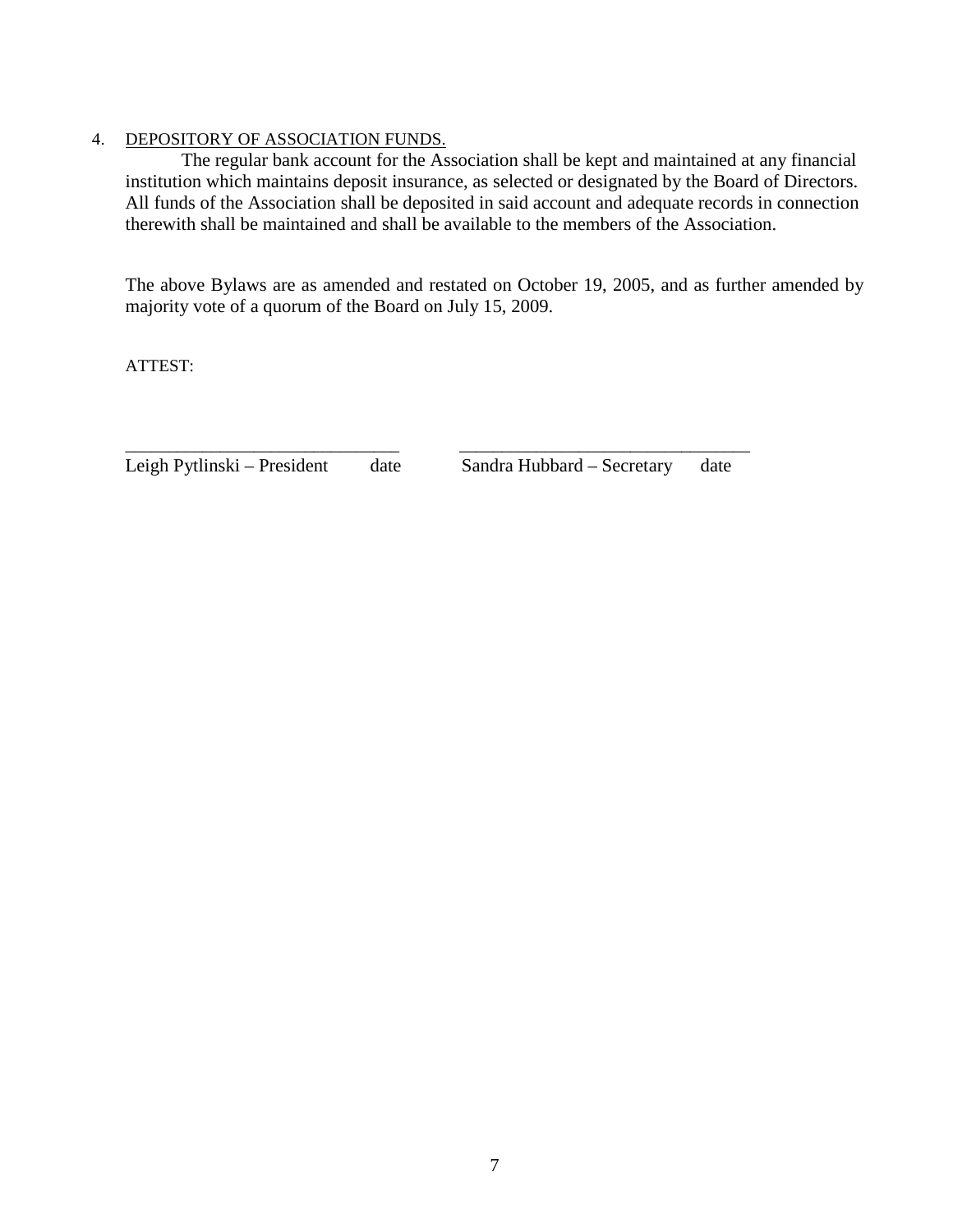4. DEPOSITORY OF ASSOCIATION FUNDS.

The regular bank account for the Association shall be kept and maintained at any financial institution which maintains deposit insurance, as selected or designated by the Board of Directors. All funds of the Association shall be deposited in said account and adequate records in connection therewith shall be maintained and shall be available to the members of the Association.

The above Bylaws are as amended and restated on October 19, 2005, and as further amended by majority vote of a quorum of the Board on July 15, 2009.

ATTEST:

\_\_\_\_\_\_\_\_\_\_\_\_\_\_\_\_\_\_\_\_\_\_\_\_\_\_\_\_\_\_ &nbsp;&nbsp;&nbsp;&nbsp;&nbsp;&nbsp; \_\_\_\_\_\_\_\_\_\_\_\_\_\_\_\_\_\_\_\_\_\_\_\_\_\_\_\_\_\_\_\_

Leigh Pytlinski – President &nbsp;&nbsp;&nbsp; date &nbsp;&nbsp;&nbsp;&nbsp;&nbsp;&nbsp; Sandra Hubbard – Secretary &nbsp;&nbsp;&nbsp; date